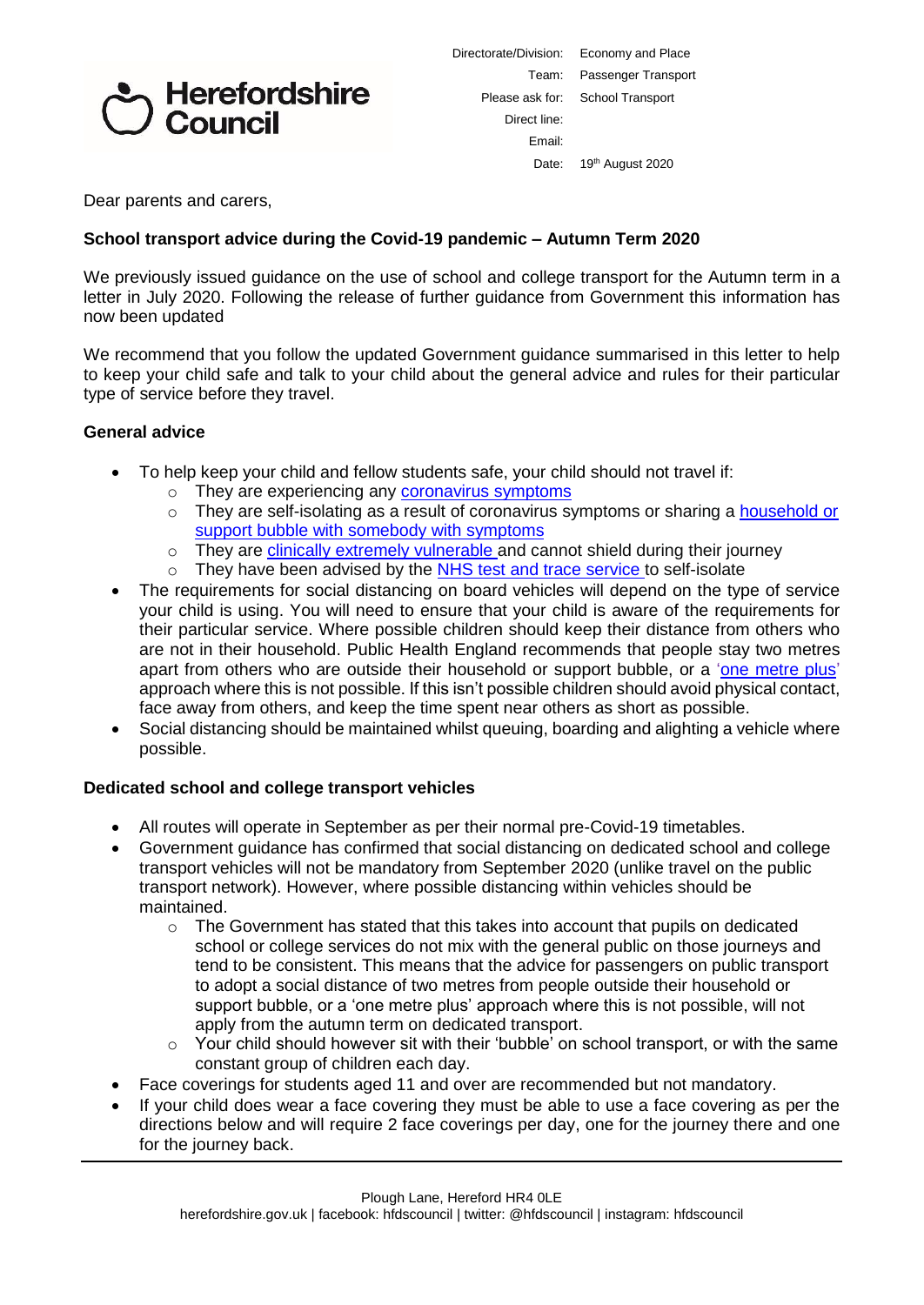Herefordshire Council

Directorate/Division: Economy and Place
Team: Passenger Transport
Please ask for: School Transport
Direct line:
Email:
Date: 19th August 2020

Dear parents and carers,

**School transport advice during the Covid-19 pandemic – Autumn Term 2020**

We previously issued guidance on the use of school and college transport for the Autumn term in a letter in July 2020. Following the release of further guidance from Government this information has now been updated

We recommend that you follow the updated Government guidance summarised in this letter to help to keep your child safe and talk to your child about the general advice and rules for their particular type of service before they travel.

**General advice**

- To help keep your child and fellow students safe, your child should not travel if:
  - They are experiencing any coronavirus symptoms
  - They are self-isolating as a result of coronavirus symptoms or sharing a household or support bubble with somebody with symptoms
  - They are clinically extremely vulnerable and cannot shield during their journey
  - They have been advised by the NHS test and trace service to self-isolate
- The requirements for social distancing on board vehicles will depend on the type of service your child is using. You will need to ensure that your child is aware of the requirements for their particular service. Where possible children should keep their distance from others who are not in their household. Public Health England recommends that people stay two metres apart from others who are outside their household or support bubble, or a 'one metre plus' approach where this is not possible. If this isn't possible children should avoid physical contact, face away from others, and keep the time spent near others as short as possible.
- Social distancing should be maintained whilst queuing, boarding and alighting a vehicle where possible.

**Dedicated school and college transport vehicles**

- All routes will operate in September as per their normal pre-Covid-19 timetables.
- Government guidance has confirmed that social distancing on dedicated school and college transport vehicles will not be mandatory from September 2020 (unlike travel on the public transport network). However, where possible distancing within vehicles should be maintained.
  - The Government has stated that this takes into account that pupils on dedicated school or college services do not mix with the general public on those journeys and tend to be consistent. This means that the advice for passengers on public transport to adopt a social distance of two metres from people outside their household or support bubble, or a 'one metre plus' approach where this is not possible, will not apply from the autumn term on dedicated transport.
  - Your child should however sit with their 'bubble' on school transport, or with the same constant group of children each day.
- Face coverings for students aged 11 and over are recommended but not mandatory.
- If your child does wear a face covering they must be able to use a face covering as per the directions below and will require 2 face coverings per day, one for the journey there and one for the journey back.

Plough Lane, Hereford HR4 0LE
herefordshire.gov.uk | facebook: hfdscouncil | twitter: @hfdscouncil | instagram: hfdscouncil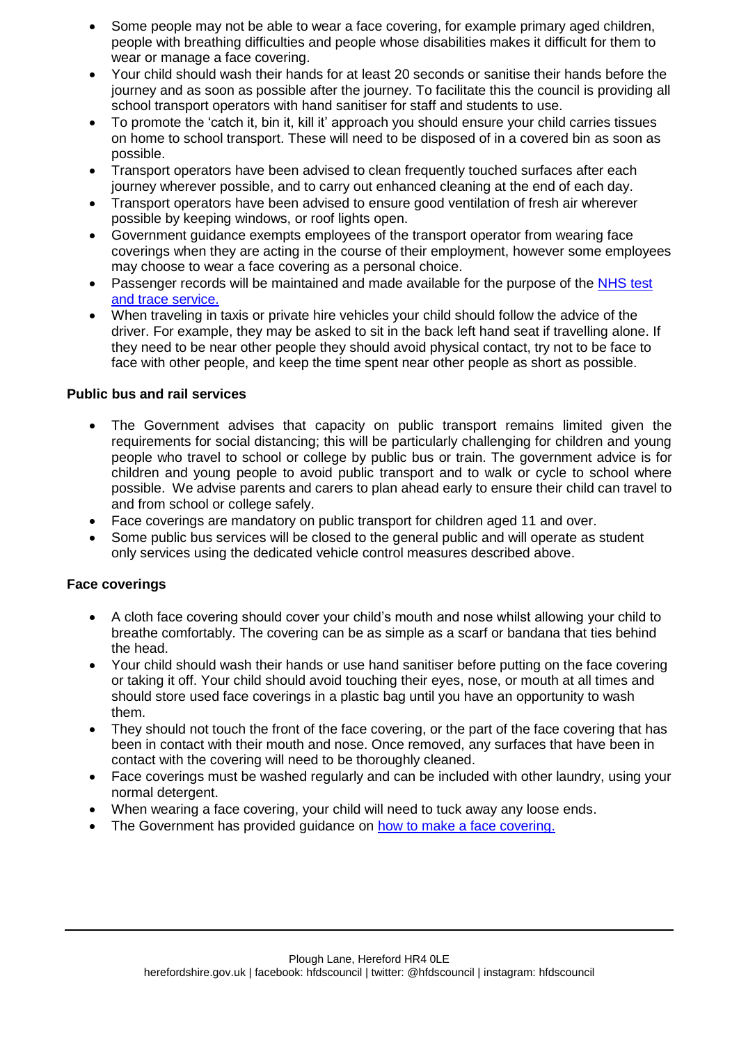- Some people may not be able to wear a face covering, for example primary aged children, people with breathing difficulties and people whose disabilities makes it difficult for them to wear or manage a face covering.
- Your child should wash their hands for at least 20 seconds or sanitise their hands before the journey and as soon as possible after the journey. To facilitate this the council is providing all school transport operators with hand sanitiser for staff and students to use.
- To promote the 'catch it, bin it, kill it' approach you should ensure your child carries tissues on home to school transport. These will need to be disposed of in a covered bin as soon as possible.
- Transport operators have been advised to clean frequently touched surfaces after each journey wherever possible, and to carry out enhanced cleaning at the end of each day.
- Transport operators have been advised to ensure good ventilation of fresh air wherever possible by keeping windows, or roof lights open.
- Government guidance exempts employees of the transport operator from wearing face coverings when they are acting in the course of their employment, however some employees may choose to wear a face covering as a personal choice.
- Passenger records will be maintained and made available for the purpose of the [NHS test and trace service.]
- When traveling in taxis or private hire vehicles your child should follow the advice of the driver. For example, they may be asked to sit in the back left hand seat if travelling alone. If they need to be near other people they should avoid physical contact, try not to be face to face with other people, and keep the time spent near other people as short as possible.

**Public bus and rail services**

- The Government advises that capacity on public transport remains limited given the requirements for social distancing; this will be particularly challenging for children and young people who travel to school or college by public bus or train. The government advice is for children and young people to avoid public transport and to walk or cycle to school where possible. We advise parents and carers to plan ahead early to ensure their child can travel to and from school or college safely.
- Face coverings are mandatory on public transport for children aged 11 and over.
- Some public bus services will be closed to the general public and will operate as student only services using the dedicated vehicle control measures described above.

**Face coverings**

- A cloth face covering should cover your child's mouth and nose whilst allowing your child to breathe comfortably. The covering can be as simple as a scarf or bandana that ties behind the head.
- Your child should wash their hands or use hand sanitiser before putting on the face covering or taking it off. Your child should avoid touching their eyes, nose, or mouth at all times and should store used face coverings in a plastic bag until you have an opportunity to wash them.
- They should not touch the front of the face covering, or the part of the face covering that has been in contact with their mouth and nose. Once removed, any surfaces that have been in contact with the covering will need to be thoroughly cleaned.
- Face coverings must be washed regularly and can be included with other laundry, using your normal detergent.
- When wearing a face covering, your child will need to tuck away any loose ends.
- The Government has provided guidance on [how to make a face covering.]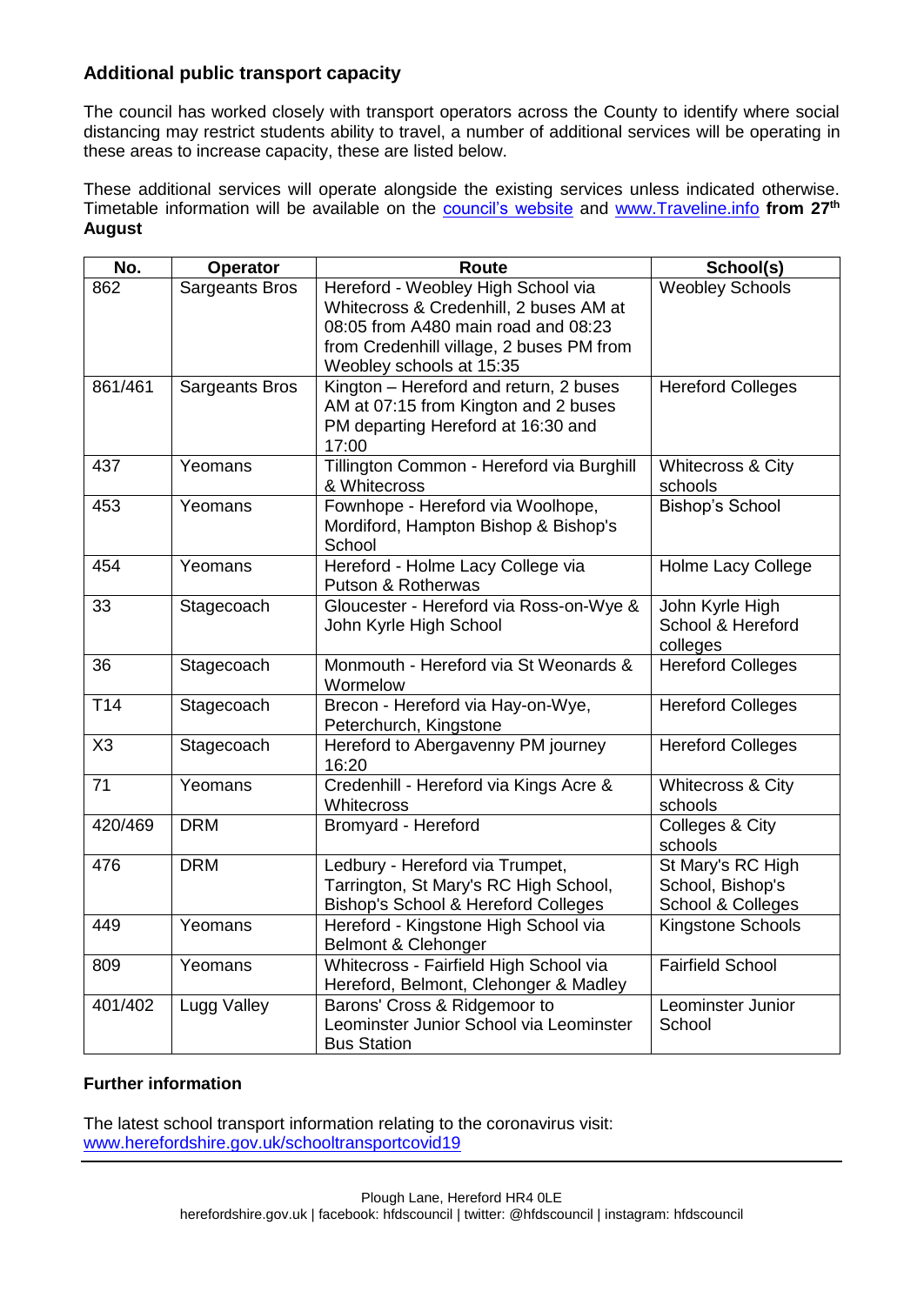## Additional public transport capacity

The council has worked closely with transport operators across the County to identify where social distancing may restrict students ability to travel, a number of additional services will be operating in these areas to increase capacity, these are listed below.

These additional services will operate alongside the existing services unless indicated otherwise. Timetable information will be available on the [council's website](council's website) and [www.Traveline.info](www.Traveline.info) **from 27th August**

| No. | Operator | Route | School(s) |
|---|---|---|---|
| 862 | Sargeants Bros | Hereford - Weobley High School via Whitecross & Credenhill, 2 buses AM at 08:05 from A480 main road and 08:23 from Credenhill village, 2 buses PM from Weobley schools at 15:35 | Weobley Schools |
| 861/461 | Sargeants Bros | Kington – Hereford and return, 2 buses AM at 07:15 from Kington and 2 buses PM departing Hereford at 16:30 and 17:00 | Hereford Colleges |
| 437 | Yeomans | Tillington Common - Hereford via Burghill & Whitecross | Whitecross & City schools |
| 453 | Yeomans | Fownhope - Hereford via Woolhope, Mordiford, Hampton Bishop & Bishop's School | Bishop's School |
| 454 | Yeomans | Hereford - Holme Lacy College via Putson & Rotherwas | Holme Lacy College |
| 33 | Stagecoach | Gloucester - Hereford via Ross-on-Wye & John Kyrle High School | John Kyrle High School & Hereford colleges |
| 36 | Stagecoach | Monmouth - Hereford via St Weonards & Wormelow | Hereford Colleges |
| T14 | Stagecoach | Brecon - Hereford via Hay-on-Wye, Peterchurch, Kingstone | Hereford Colleges |
| X3 | Stagecoach | Hereford to Abergavenny PM journey 16:20 | Hereford Colleges |
| 71 | Yeomans | Credenhill - Hereford via Kings Acre & Whitecross | Whitecross & City schools |
| 420/469 | DRM | Bromyard - Hereford | Colleges & City schools |
| 476 | DRM | Ledbury - Hereford via Trumpet, Tarrington, St Mary's RC High School, Bishop's School & Hereford Colleges | St Mary's RC High School, Bishop's School & Colleges |
| 449 | Yeomans | Hereford - Kingstone High School via Belmont & Clehonger | Kingstone Schools |
| 809 | Yeomans | Whitecross - Fairfield High School via Hereford, Belmont, Clehonger & Madley | Fairfield School |
| 401/402 | Lugg Valley | Barons' Cross & Ridgemoor to Leominster Junior School via Leominster Bus Station | Leominster Junior School |

### Further information

The latest school transport information relating to the coronavirus visit:
[www.herefordshire.gov.uk/schooltransportcovid19](www.herefordshire.gov.uk/schooltransportcovid19)

Plough Lane, Hereford HR4 0LE
herefordshire.gov.uk | facebook: hfdscouncil | twitter: @hfdscouncil | instagram: hfdscouncil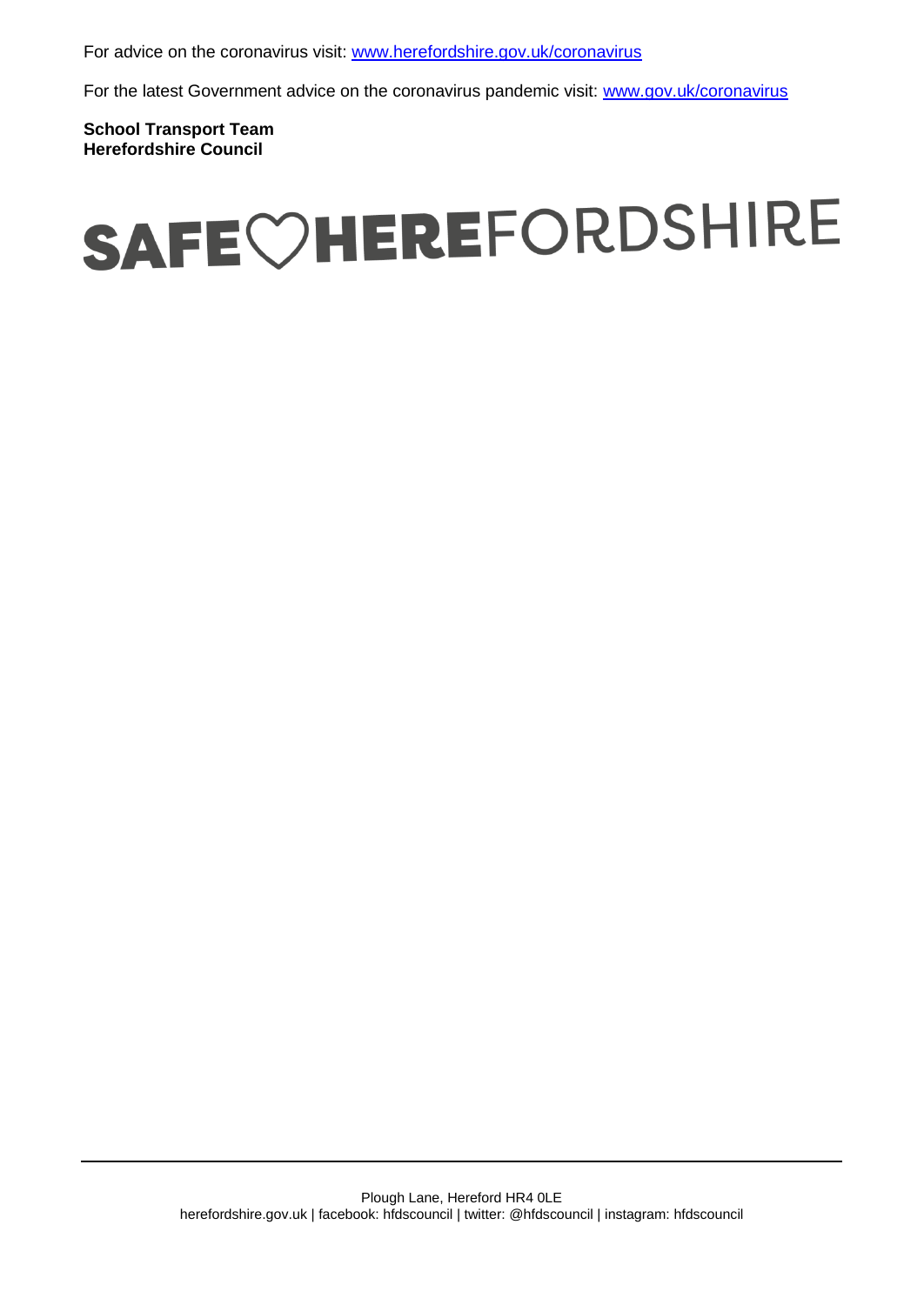For advice on the coronavirus visit: [www.herefordshire.gov.uk/coronavirus](http://www.herefordshire.gov.uk/coronavirus)

For the latest Government advice on the coronavirus pandemic visit: [www.gov.uk/coronavirus](http://www.gov.uk/coronavirus)

**School Transport Team**
**Herefordshire Council**

SAFE HEREFORDSHIRE

Plough Lane, Hereford HR4 0LE
herefordshire.gov.uk | facebook: hfdscouncil | twitter: @hfdscouncil | instagram: hfdscouncil